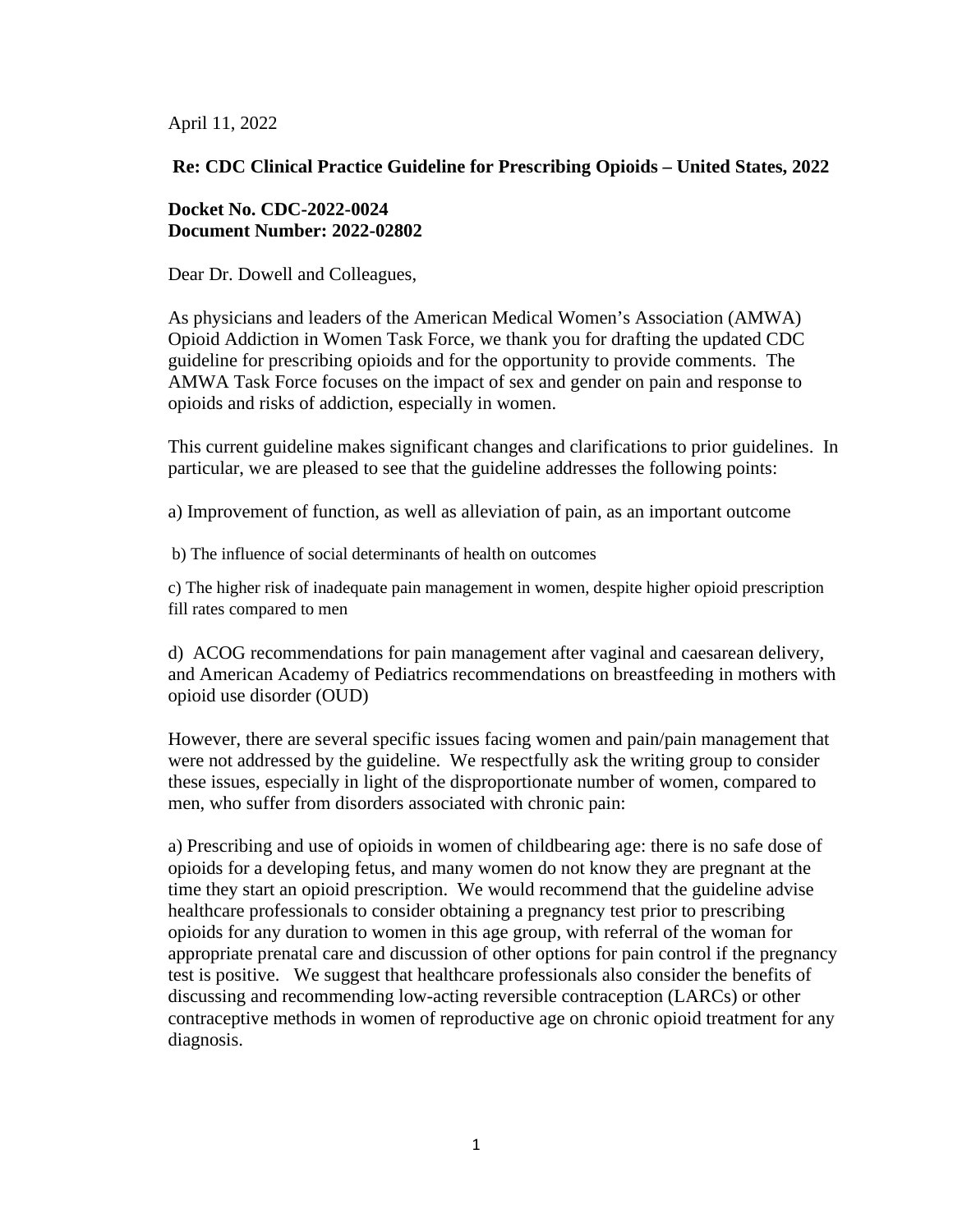April 11, 2022

**Re: CDC Clinical Practice Guideline for Prescribing Opioids – United States, 2022**

**Docket No. CDC-2022-0024**
**Document Number: 2022-02802**

Dear Dr. Dowell and Colleagues,

As physicians and leaders of the American Medical Women's Association (AMWA) Opioid Addiction in Women Task Force, we thank you for drafting the updated CDC guideline for prescribing opioids and for the opportunity to provide comments. The AMWA Task Force focuses on the impact of sex and gender on pain and response to opioids and risks of addiction, especially in women.

This current guideline makes significant changes and clarifications to prior guidelines. In particular, we are pleased to see that the guideline addresses the following points:

a) Improvement of function, as well as alleviation of pain, as an important outcome

b) The influence of social determinants of health on outcomes

c) The higher risk of inadequate pain management in women, despite higher opioid prescription fill rates compared to men

d) ACOG recommendations for pain management after vaginal and caesarean delivery, and American Academy of Pediatrics recommendations on breastfeeding in mothers with opioid use disorder (OUD)

However, there are several specific issues facing women and pain/pain management that were not addressed by the guideline. We respectfully ask the writing group to consider these issues, especially in light of the disproportionate number of women, compared to men, who suffer from disorders associated with chronic pain:

a) Prescribing and use of opioids in women of childbearing age: there is no safe dose of opioids for a developing fetus, and many women do not know they are pregnant at the time they start an opioid prescription. We would recommend that the guideline advise healthcare professionals to consider obtaining a pregnancy test prior to prescribing opioids for any duration to women in this age group, with referral of the woman for appropriate prenatal care and discussion of other options for pain control if the pregnancy test is positive. We suggest that healthcare professionals also consider the benefits of discussing and recommending low-acting reversible contraception (LARCs) or other contraceptive methods in women of reproductive age on chronic opioid treatment for any diagnosis.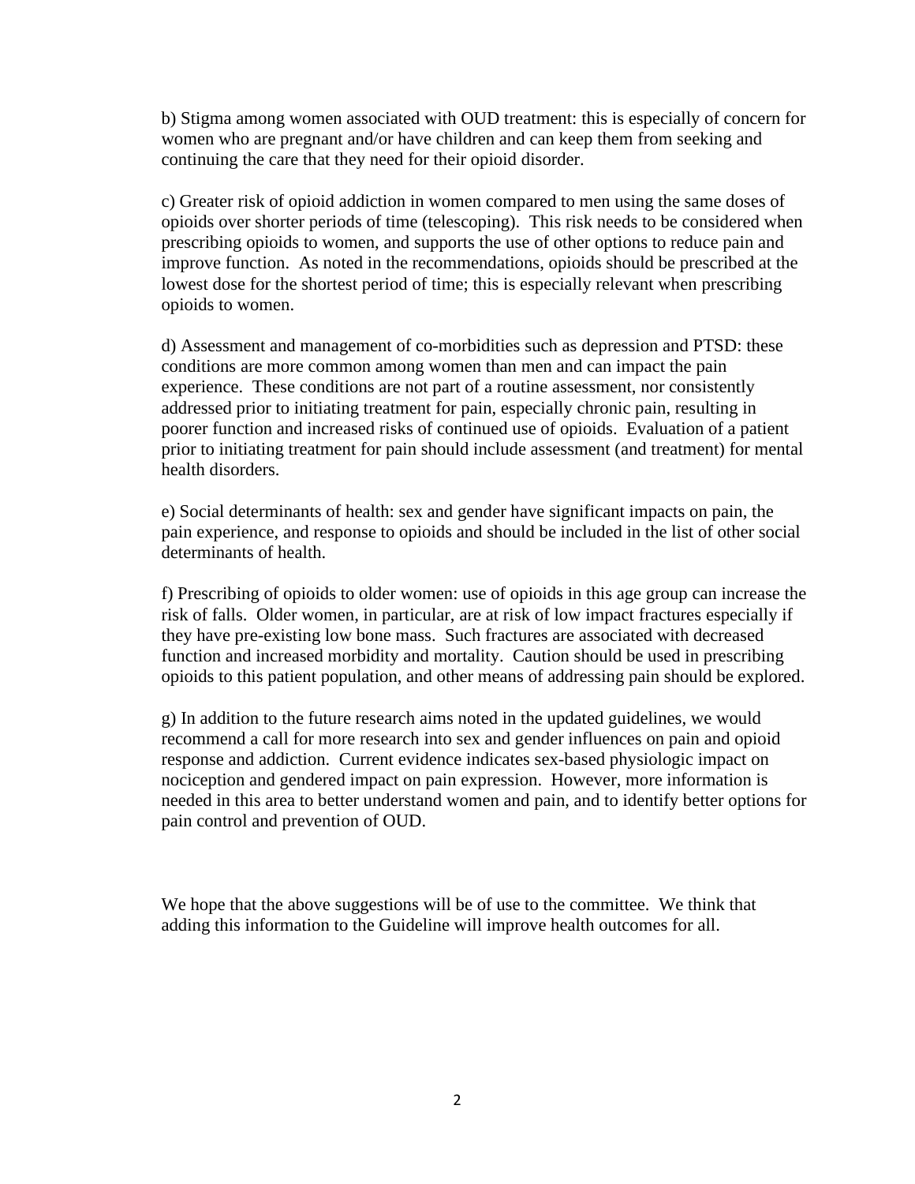b) Stigma among women associated with OUD treatment: this is especially of concern for women who are pregnant and/or have children and can keep them from seeking and continuing the care that they need for their opioid disorder.

c) Greater risk of opioid addiction in women compared to men using the same doses of opioids over shorter periods of time (telescoping). This risk needs to be considered when prescribing opioids to women, and supports the use of other options to reduce pain and improve function. As noted in the recommendations, opioids should be prescribed at the lowest dose for the shortest period of time; this is especially relevant when prescribing opioids to women.

d) Assessment and management of co-morbidities such as depression and PTSD: these conditions are more common among women than men and can impact the pain experience. These conditions are not part of a routine assessment, nor consistently addressed prior to initiating treatment for pain, especially chronic pain, resulting in poorer function and increased risks of continued use of opioids. Evaluation of a patient prior to initiating treatment for pain should include assessment (and treatment) for mental health disorders.

e) Social determinants of health: sex and gender have significant impacts on pain, the pain experience, and response to opioids and should be included in the list of other social determinants of health.

f) Prescribing of opioids to older women: use of opioids in this age group can increase the risk of falls. Older women, in particular, are at risk of low impact fractures especially if they have pre-existing low bone mass. Such fractures are associated with decreased function and increased morbidity and mortality. Caution should be used in prescribing opioids to this patient population, and other means of addressing pain should be explored.

g) In addition to the future research aims noted in the updated guidelines, we would recommend a call for more research into sex and gender influences on pain and opioid response and addiction. Current evidence indicates sex-based physiologic impact on nociception and gendered impact on pain expression. However, more information is needed in this area to better understand women and pain, and to identify better options for pain control and prevention of OUD.

We hope that the above suggestions will be of use to the committee. We think that adding this information to the Guideline will improve health outcomes for all.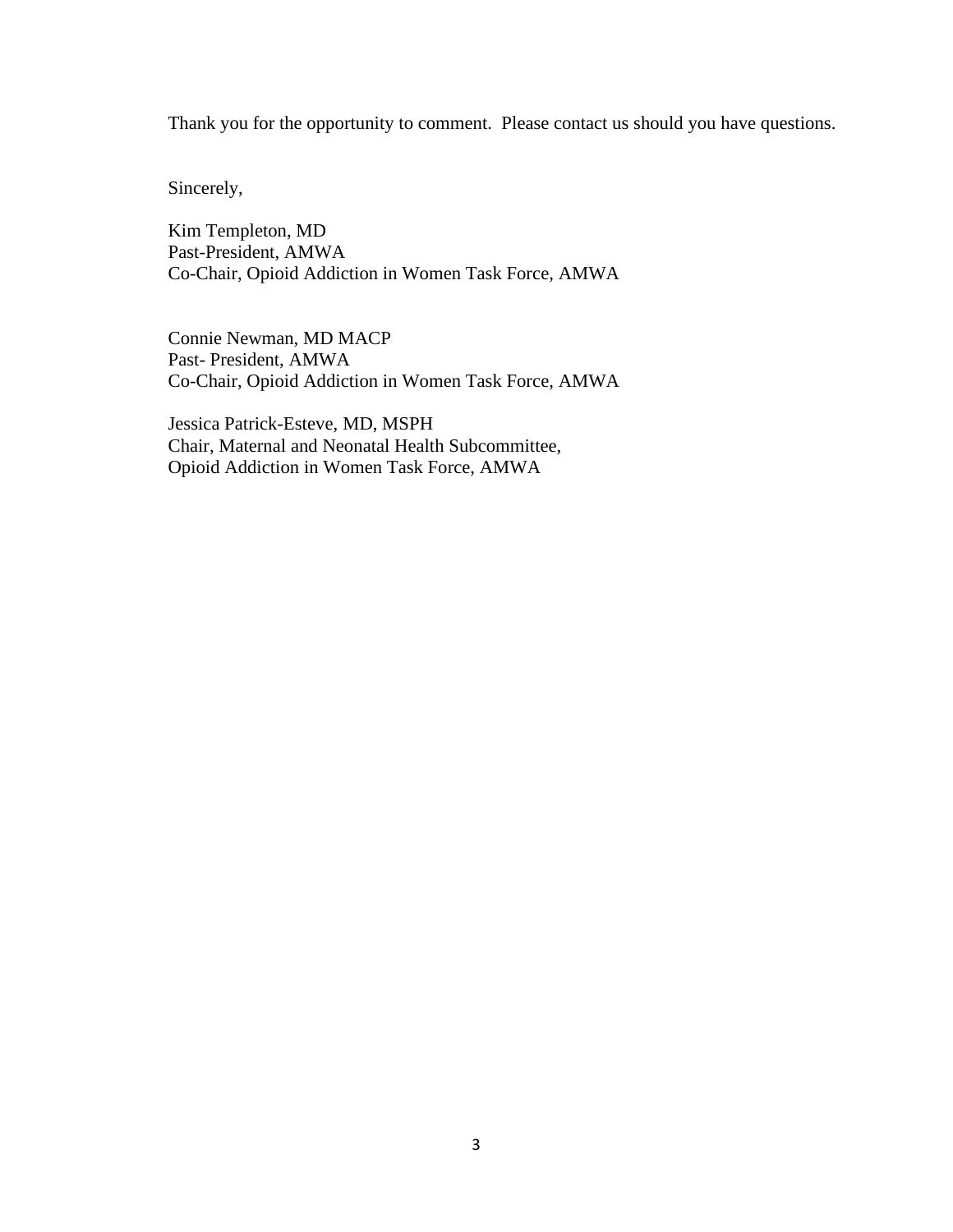Thank you for the opportunity to comment. Please contact us should you have questions.

Sincerely,

Kim Templeton, MD  
Past-President, AMWA  
Co-Chair, Opioid Addiction in Women Task Force, AMWA

Connie Newman, MD MACP  
Past- President, AMWA  
Co-Chair, Opioid Addiction in Women Task Force, AMWA

Jessica Patrick-Esteve, MD, MSPH  
Chair, Maternal and Neonatal Health Subcommittee,  
Opioid Addiction in Women Task Force, AMWA